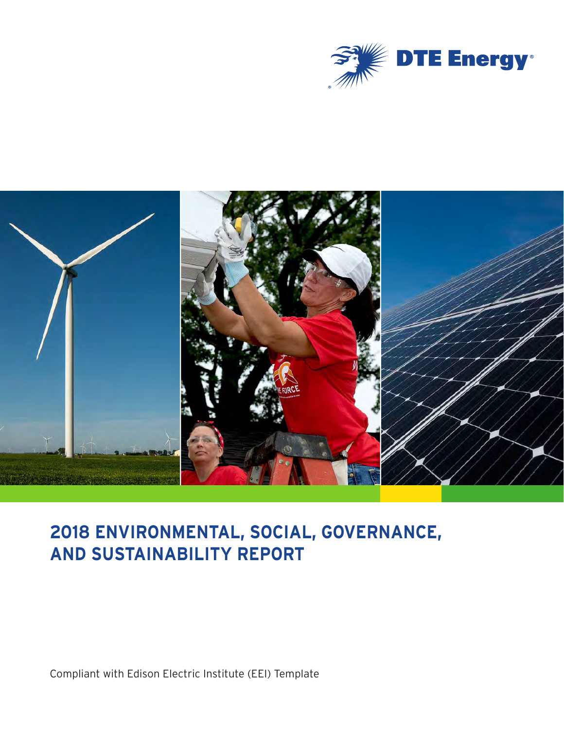DTE Energy

# 2018 ENVIRONMENTAL, SOCIAL, GOVERNANCE, AND SUSTAINABILITY REPORT

Compliant with Edison Electric Institute (EEI) Template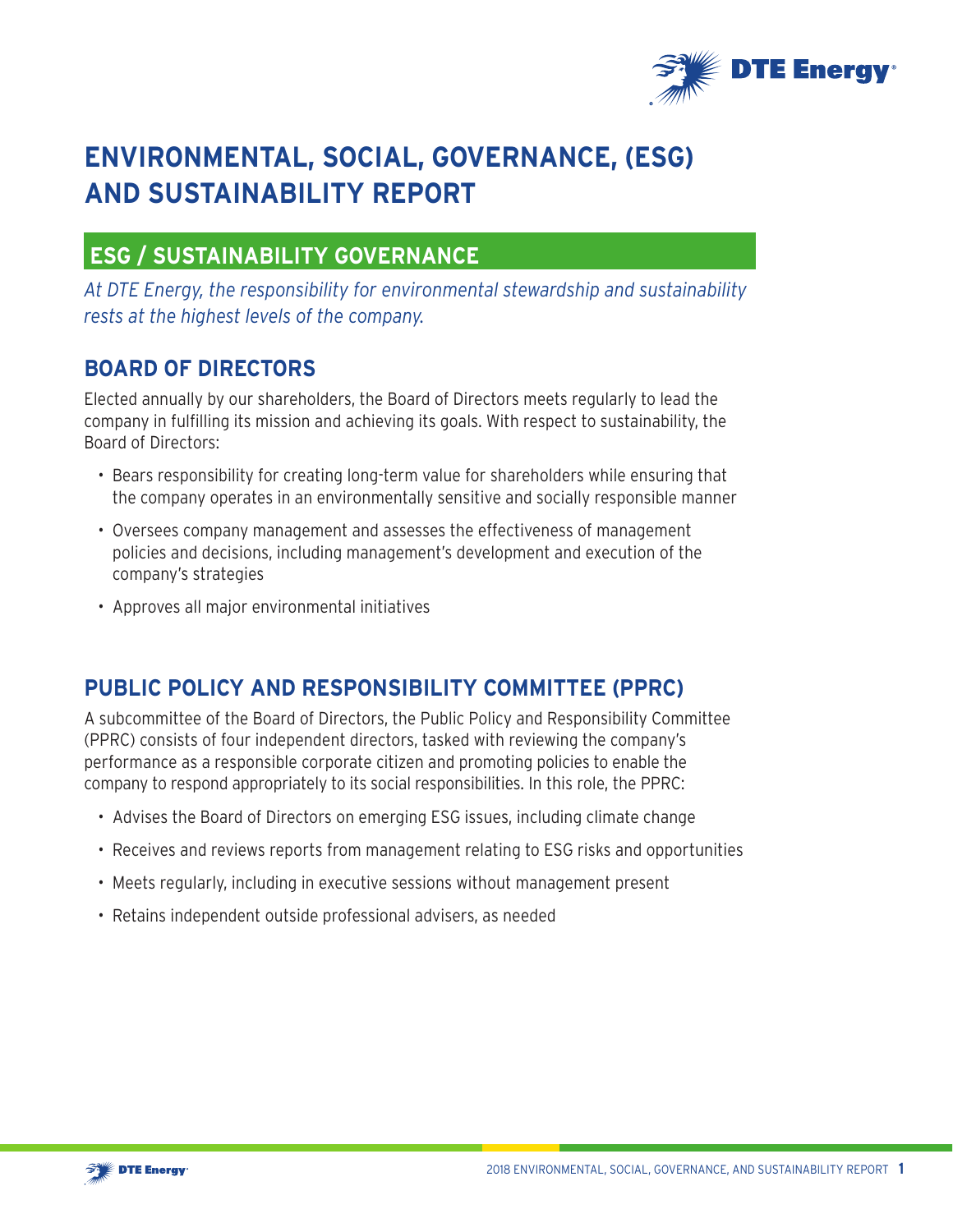# ENVIRONMENTAL, SOCIAL, GOVERNANCE, (ESG) AND SUSTAINABILITY REPORT

## ESG / SUSTAINABILITY GOVERNANCE

*At DTE Energy, the responsibility for environmental stewardship and sustainability rests at the highest levels of the company.*

### BOARD OF DIRECTORS

Elected annually by our shareholders, the Board of Directors meets regularly to lead the company in fulfilling its mission and achieving its goals. With respect to sustainability, the Board of Directors:

- Bears responsibility for creating long-term value for shareholders while ensuring that the company operates in an environmentally sensitive and socially responsible manner
- Oversees company management and assesses the effectiveness of management policies and decisions, including management's development and execution of the company's strategies
- Approves all major environmental initiatives

### PUBLIC POLICY AND RESPONSIBILITY COMMITTEE (PPRC)

A subcommittee of the Board of Directors, the Public Policy and Responsibility Committee (PPRC) consists of four independent directors, tasked with reviewing the company's performance as a responsible corporate citizen and promoting policies to enable the company to respond appropriately to its social responsibilities. In this role, the PPRC:

- Advises the Board of Directors on emerging ESG issues, including climate change
- Receives and reviews reports from management relating to ESG risks and opportunities
- Meets regularly, including in executive sessions without management present
- Retains independent outside professional advisers, as needed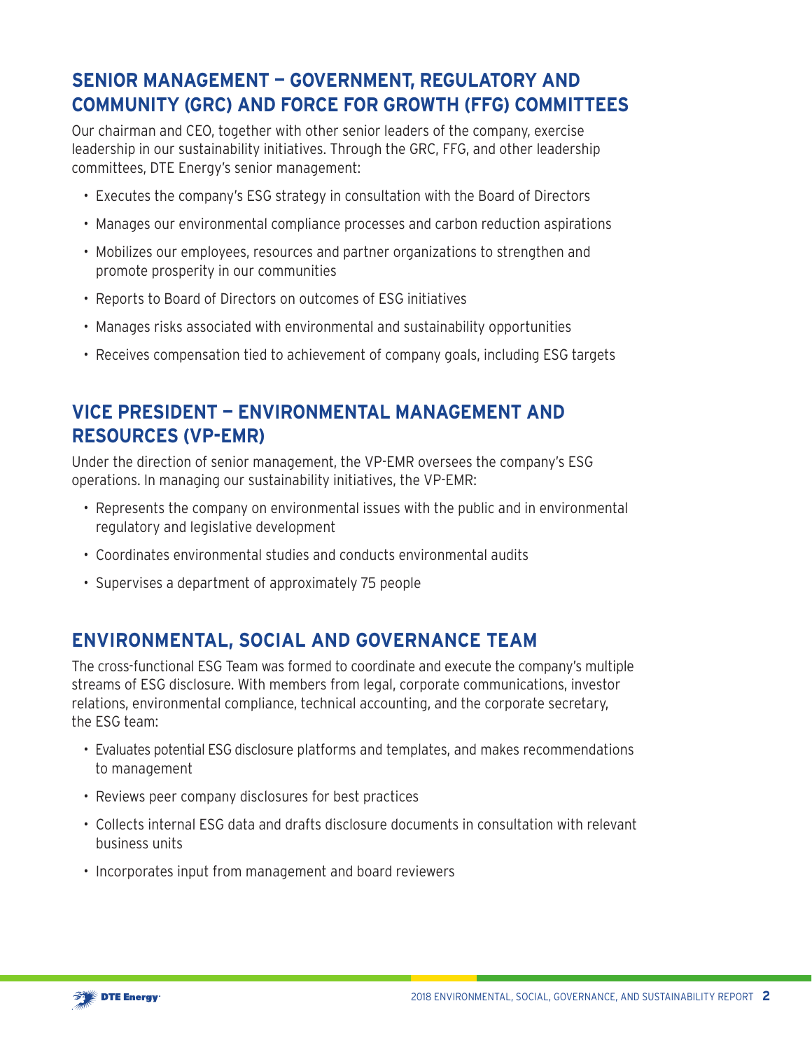## SENIOR MANAGEMENT — GOVERNMENT, REGULATORY AND COMMUNITY (GRC) AND FORCE FOR GROWTH (FFG) COMMITTEES

Our chairman and CEO, together with other senior leaders of the company, exercise leadership in our sustainability initiatives. Through the GRC, FFG, and other leadership committees, DTE Energy's senior management:

- Executes the company's ESG strategy in consultation with the Board of Directors
- Manages our environmental compliance processes and carbon reduction aspirations
- Mobilizes our employees, resources and partner organizations to strengthen and promote prosperity in our communities
- Reports to Board of Directors on outcomes of ESG initiatives
- Manages risks associated with environmental and sustainability opportunities
- Receives compensation tied to achievement of company goals, including ESG targets

## VICE PRESIDENT — ENVIRONMENTAL MANAGEMENT AND RESOURCES (VP-EMR)

Under the direction of senior management, the VP-EMR oversees the company's ESG operations. In managing our sustainability initiatives, the VP-EMR:

- Represents the company on environmental issues with the public and in environmental regulatory and legislative development
- Coordinates environmental studies and conducts environmental audits
- Supervises a department of approximately 75 people

## ENVIRONMENTAL, SOCIAL AND GOVERNANCE TEAM

The cross-functional ESG Team was formed to coordinate and execute the company's multiple streams of ESG disclosure. With members from legal, corporate communications, investor relations, environmental compliance, technical accounting, and the corporate secretary, the ESG team:

- Evaluates potential ESG disclosure platforms and templates, and makes recommendations to management
- Reviews peer company disclosures for best practices
- Collects internal ESG data and drafts disclosure documents in consultation with relevant business units
- Incorporates input from management and board reviewers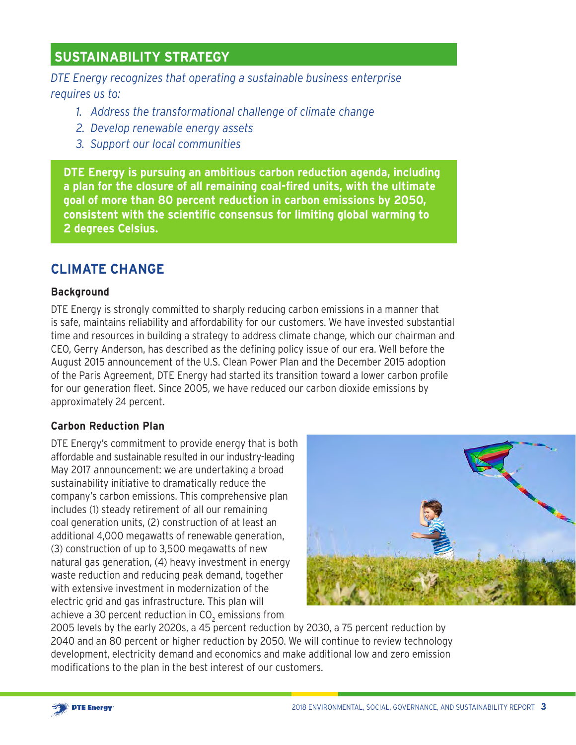## SUSTAINABILITY STRATEGY

*DTE Energy recognizes that operating a sustainable business enterprise requires us to:*

1. *Address the transformational challenge of climate change*
2. *Develop renewable energy assets*
3. *Support our local communities*

**DTE Energy is pursuing an ambitious carbon reduction agenda, including a plan for the closure of all remaining coal-fired units, with the ultimate goal of more than 80 percent reduction in carbon emissions by 2050, consistent with the scientific consensus for limiting global warming to 2 degrees Celsius.**

## CLIMATE CHANGE

### Background

DTE Energy is strongly committed to sharply reducing carbon emissions in a manner that is safe, maintains reliability and affordability for our customers. We have invested substantial time and resources in building a strategy to address climate change, which our chairman and CEO, Gerry Anderson, has described as the defining policy issue of our era. Well before the August 2015 announcement of the U.S. Clean Power Plan and the December 2015 adoption of the Paris Agreement, DTE Energy had started its transition toward a lower carbon profile for our generation fleet. Since 2005, we have reduced our carbon dioxide emissions by approximately 24 percent.

### Carbon Reduction Plan

DTE Energy's commitment to provide energy that is both affordable and sustainable resulted in our industry-leading May 2017 announcement: we are undertaking a broad sustainability initiative to dramatically reduce the company's carbon emissions. This comprehensive plan includes (1) steady retirement of all our remaining coal generation units, (2) construction of at least an additional 4,000 megawatts of renewable generation, (3) construction of up to 3,500 megawatts of new natural gas generation, (4) heavy investment in energy waste reduction and reducing peak demand, together with extensive investment in modernization of the electric grid and gas infrastructure. This plan will achieve a 30 percent reduction in $CO_2$ emissions from 2005 levels by the early 2020s, a 45 percent reduction by 2030, a 75 percent reduction by 2040 and an 80 percent or higher reduction by 2050. We will continue to review technology development, electricity demand and economics and make additional low and zero emission modifications to the plan in the best interest of our customers.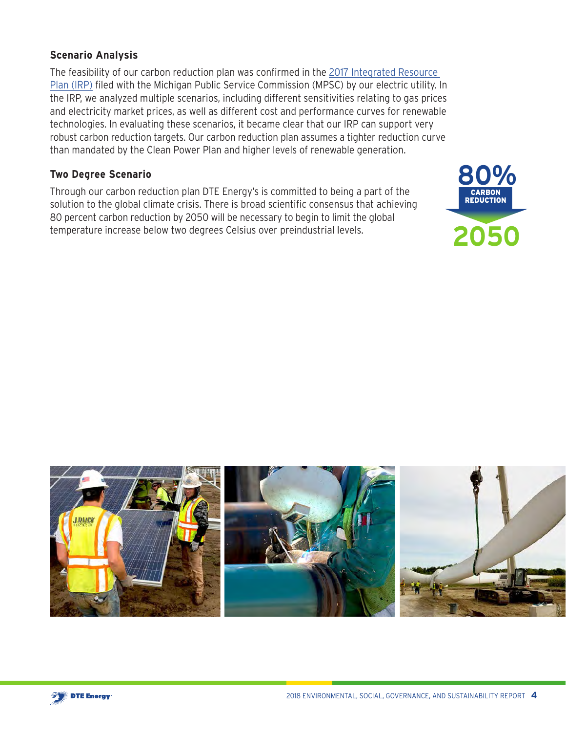### Scenario Analysis

The feasibility of our carbon reduction plan was confirmed in the [2017 Integrated Resource Plan (IRP)] filed with the Michigan Public Service Commission (MPSC) by our electric utility. In the IRP, we analyzed multiple scenarios, including different sensitivities relating to gas prices and electricity market prices, as well as different cost and performance curves for renewable technologies. In evaluating these scenarios, it became clear that our IRP can support very robust carbon reduction targets. Our carbon reduction plan assumes a tighter reduction curve than mandated by the Clean Power Plan and higher levels of renewable generation.

### Two Degree Scenario

Through our carbon reduction plan DTE Energy's is committed to being a part of the solution to the global climate crisis. There is broad scientific consensus that achieving 80 percent carbon reduction by 2050 will be necessary to begin to limit the global temperature increase below two degrees Celsius over preindustrial levels.

**80% CARBON REDUCTION 2050**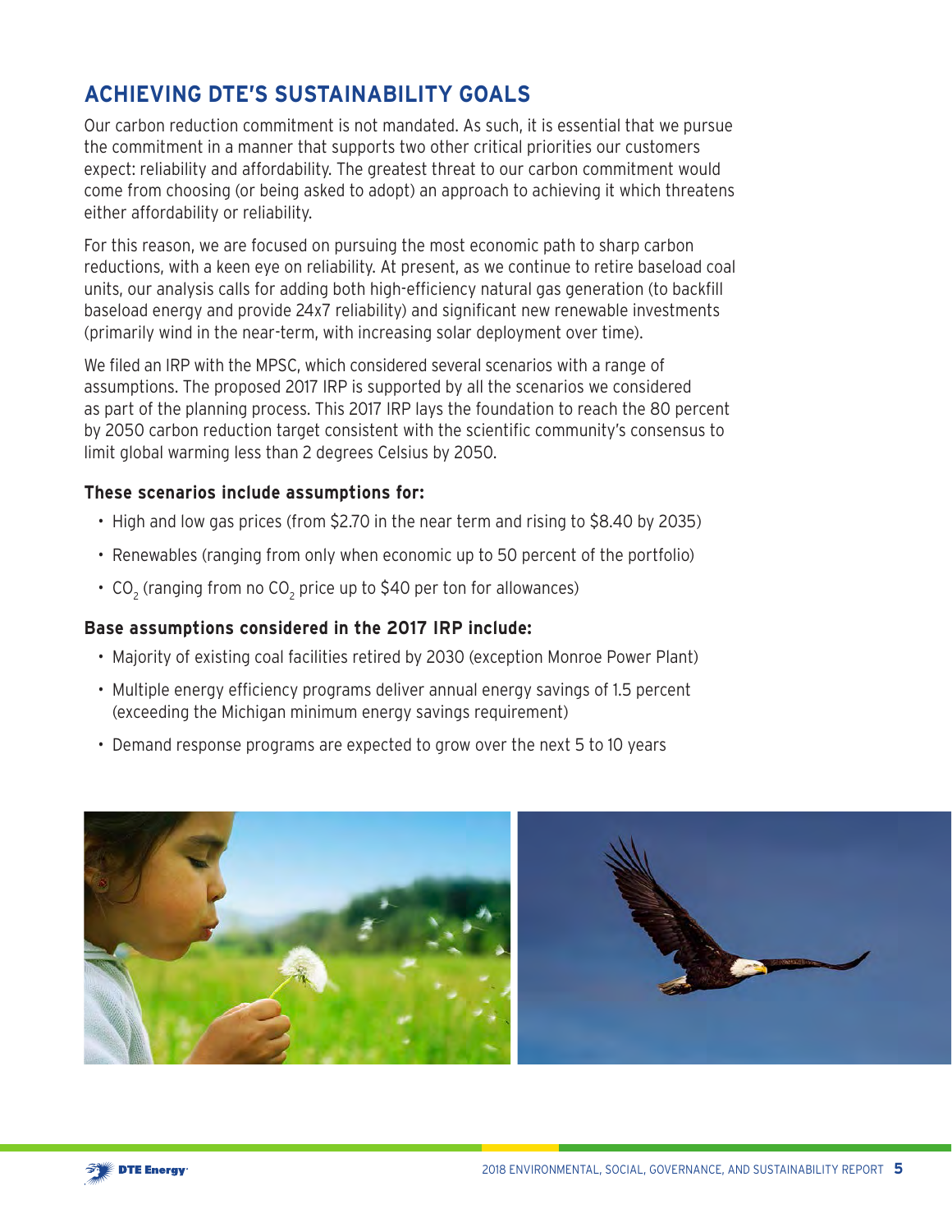## ACHIEVING DTE'S SUSTAINABILITY GOALS

Our carbon reduction commitment is not mandated. As such, it is essential that we pursue the commitment in a manner that supports two other critical priorities our customers expect: reliability and affordability. The greatest threat to our carbon commitment would come from choosing (or being asked to adopt) an approach to achieving it which threatens either affordability or reliability.

For this reason, we are focused on pursuing the most economic path to sharp carbon reductions, with a keen eye on reliability. At present, as we continue to retire baseload coal units, our analysis calls for adding both high-efficiency natural gas generation (to backfill baseload energy and provide 24x7 reliability) and significant new renewable investments (primarily wind in the near-term, with increasing solar deployment over time).

We filed an IRP with the MPSC, which considered several scenarios with a range of assumptions. The proposed 2017 IRP is supported by all the scenarios we considered as part of the planning process. This 2017 IRP lays the foundation to reach the 80 percent by 2050 carbon reduction target consistent with the scientific community's consensus to limit global warming less than 2 degrees Celsius by 2050.

**These scenarios include assumptions for:**

- High and low gas prices (from $2.70 in the near term and rising to $8.40 by 2035)
- Renewables (ranging from only when economic up to 50 percent of the portfolio)
- $CO_2$ (ranging from no $CO_2$ price up to $40 per ton for allowances)

**Base assumptions considered in the 2017 IRP include:**

- Majority of existing coal facilities retired by 2030 (exception Monroe Power Plant)
- Multiple energy efficiency programs deliver annual energy savings of 1.5 percent (exceeding the Michigan minimum energy savings requirement)
- Demand response programs are expected to grow over the next 5 to 10 years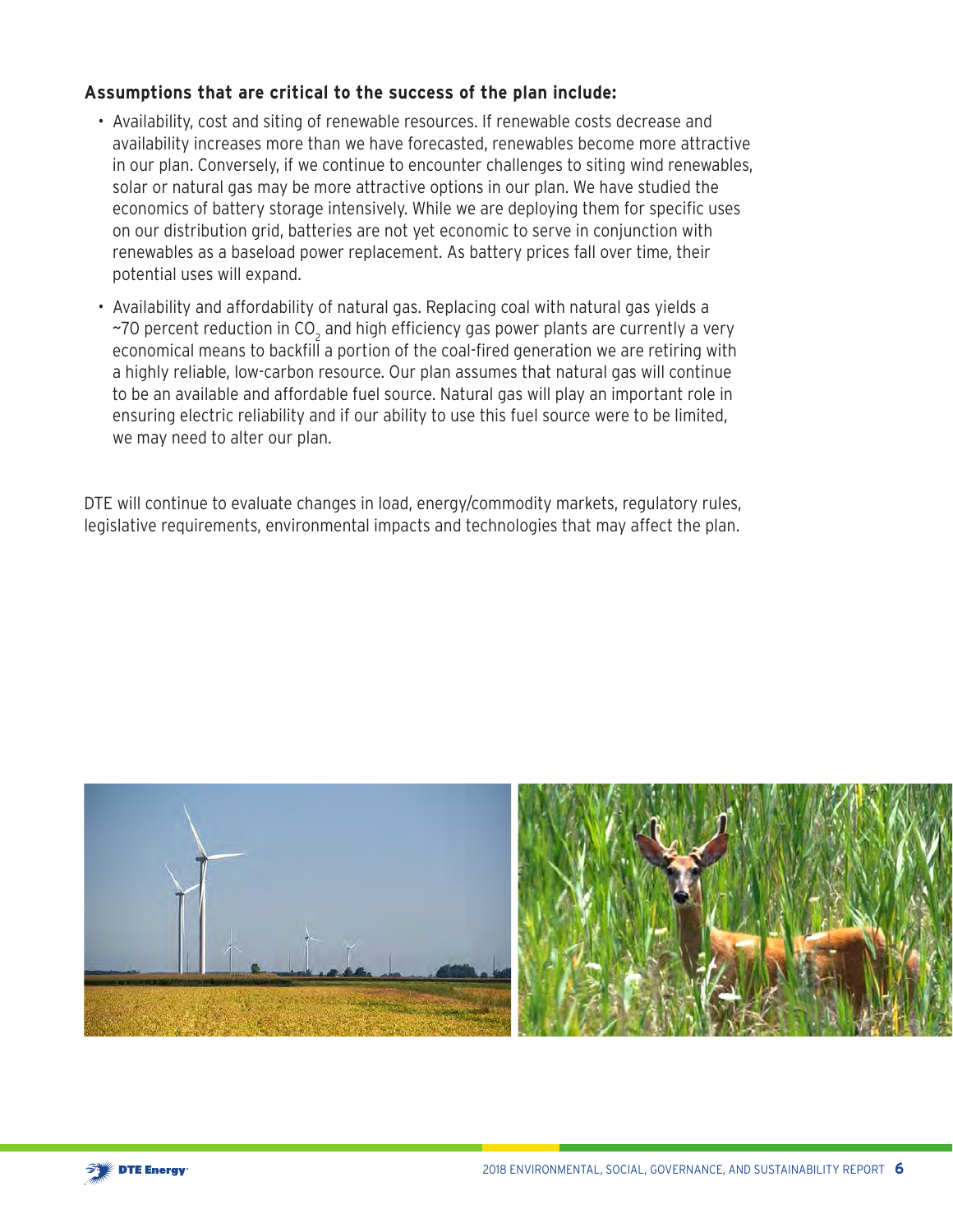**Assumptions that are critical to the success of the plan include:**

- Availability, cost and siting of renewable resources. If renewable costs decrease and availability increases more than we have forecasted, renewables become more attractive in our plan. Conversely, if we continue to encounter challenges to siting wind renewables, solar or natural gas may be more attractive options in our plan. We have studied the economics of battery storage intensively. While we are deploying them for specific uses on our distribution grid, batteries are not yet economic to serve in conjunction with renewables as a baseload power replacement. As battery prices fall over time, their potential uses will expand.
- Availability and affordability of natural gas. Replacing coal with natural gas yields a ~70 percent reduction in $CO_2$ and high efficiency gas power plants are currently a very economical means to backfill a portion of the coal-fired generation we are retiring with a highly reliable, low-carbon resource. Our plan assumes that natural gas will continue to be an available and affordable fuel source. Natural gas will play an important role in ensuring electric reliability and if our ability to use this fuel source were to be limited, we may need to alter our plan.

DTE will continue to evaluate changes in load, energy/commodity markets, regulatory rules, legislative requirements, environmental impacts and technologies that may affect the plan.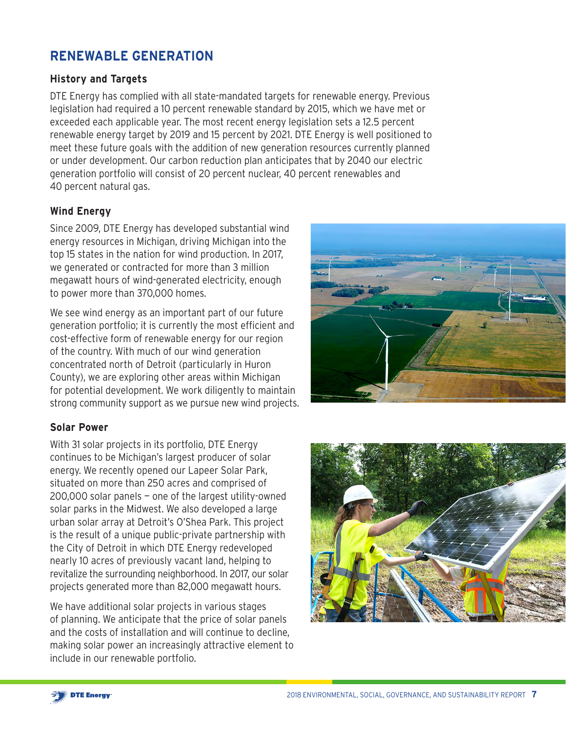# RENEWABLE GENERATION

## History and Targets

DTE Energy has complied with all state-mandated targets for renewable energy. Previous legislation had required a 10 percent renewable standard by 2015, which we have met or exceeded each applicable year. The most recent energy legislation sets a 12.5 percent renewable energy target by 2019 and 15 percent by 2021. DTE Energy is well positioned to meet these future goals with the addition of new generation resources currently planned or under development. Our carbon reduction plan anticipates that by 2040 our electric generation portfolio will consist of 20 percent nuclear, 40 percent renewables and 40 percent natural gas.

## Wind Energy

Since 2009, DTE Energy has developed substantial wind energy resources in Michigan, driving Michigan into the top 15 states in the nation for wind production. In 2017, we generated or contracted for more than 3 million megawatt hours of wind-generated electricity, enough to power more than 370,000 homes.

We see wind energy as an important part of our future generation portfolio; it is currently the most efficient and cost-effective form of renewable energy for our region of the country. With much of our wind generation concentrated north of Detroit (particularly in Huron County), we are exploring other areas within Michigan for potential development. We work diligently to maintain strong community support as we pursue new wind projects.

## Solar Power

With 31 solar projects in its portfolio, DTE Energy continues to be Michigan's largest producer of solar energy. We recently opened our Lapeer Solar Park, situated on more than 250 acres and comprised of 200,000 solar panels — one of the largest utility-owned solar parks in the Midwest. We also developed a large urban solar array at Detroit's O'Shea Park. This project is the result of a unique public-private partnership with the City of Detroit in which DTE Energy redeveloped nearly 10 acres of previously vacant land, helping to revitalize the surrounding neighborhood. In 2017, our solar projects generated more than 82,000 megawatt hours.

We have additional solar projects in various stages of planning. We anticipate that the price of solar panels and the costs of installation and will continue to decline, making solar power an increasingly attractive element to include in our renewable portfolio.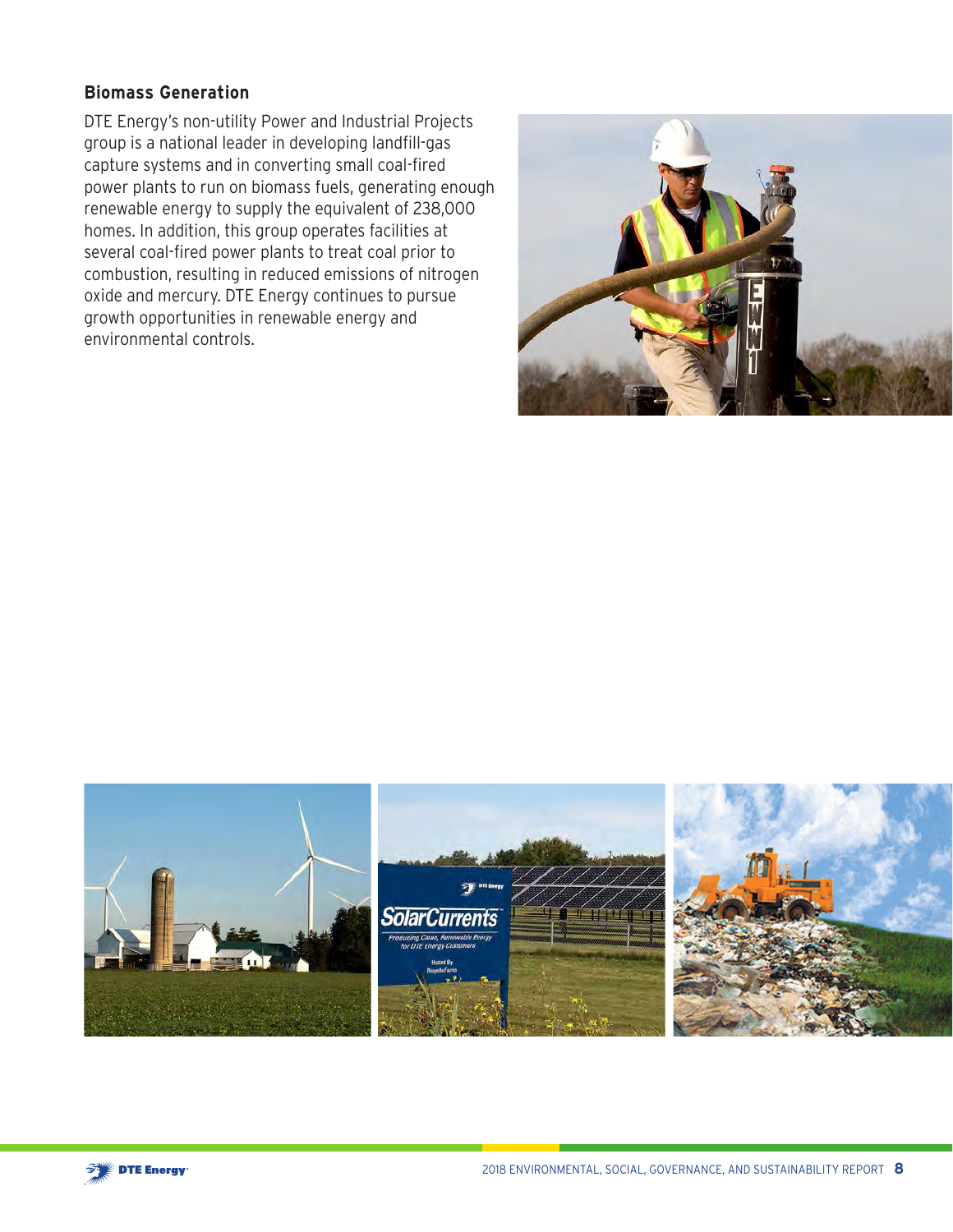### Biomass Generation

DTE Energy's non-utility Power and Industrial Projects group is a national leader in developing landfill-gas capture systems and in converting small coal-fired power plants to run on biomass fuels, generating enough renewable energy to supply the equivalent of 238,000 homes. In addition, this group operates facilities at several coal-fired power plants to treat coal prior to combustion, resulting in reduced emissions of nitrogen oxide and mercury. DTE Energy continues to pursue growth opportunities in renewable energy and environmental controls.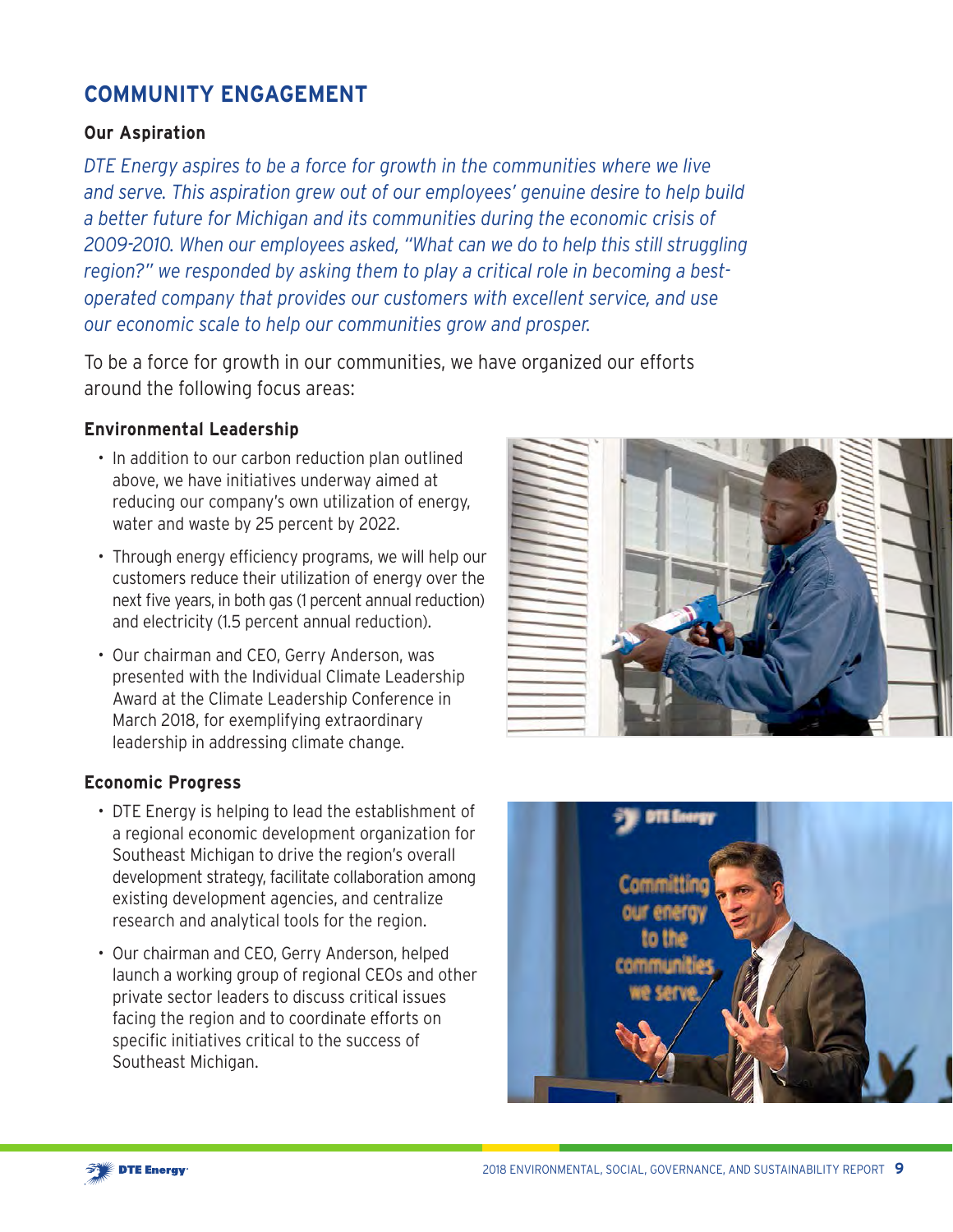## COMMUNITY ENGAGEMENT

### Our Aspiration

*DTE Energy aspires to be a force for growth in the communities where we live and serve. This aspiration grew out of our employees' genuine desire to help build a better future for Michigan and its communities during the economic crisis of 2009-2010. When our employees asked, "What can we do to help this still struggling region?" we responded by asking them to play a critical role in becoming a best-operated company that provides our customers with excellent service, and use our economic scale to help our communities grow and prosper.*

To be a force for growth in our communities, we have organized our efforts around the following focus areas:

### Environmental Leadership

- In addition to our carbon reduction plan outlined above, we have initiatives underway aimed at reducing our company's own utilization of energy, water and waste by 25 percent by 2022.
- Through energy efficiency programs, we will help our customers reduce their utilization of energy over the next five years, in both gas (1 percent annual reduction) and electricity (1.5 percent annual reduction).
- Our chairman and CEO, Gerry Anderson, was presented with the Individual Climate Leadership Award at the Climate Leadership Conference in March 2018, for exemplifying extraordinary leadership in addressing climate change.

### Economic Progress

- DTE Energy is helping to lead the establishment of a regional economic development organization for Southeast Michigan to drive the region's overall development strategy, facilitate collaboration among existing development agencies, and centralize research and analytical tools for the region.
- Our chairman and CEO, Gerry Anderson, helped launch a working group of regional CEOs and other private sector leaders to discuss critical issues facing the region and to coordinate efforts on specific initiatives critical to the success of Southeast Michigan.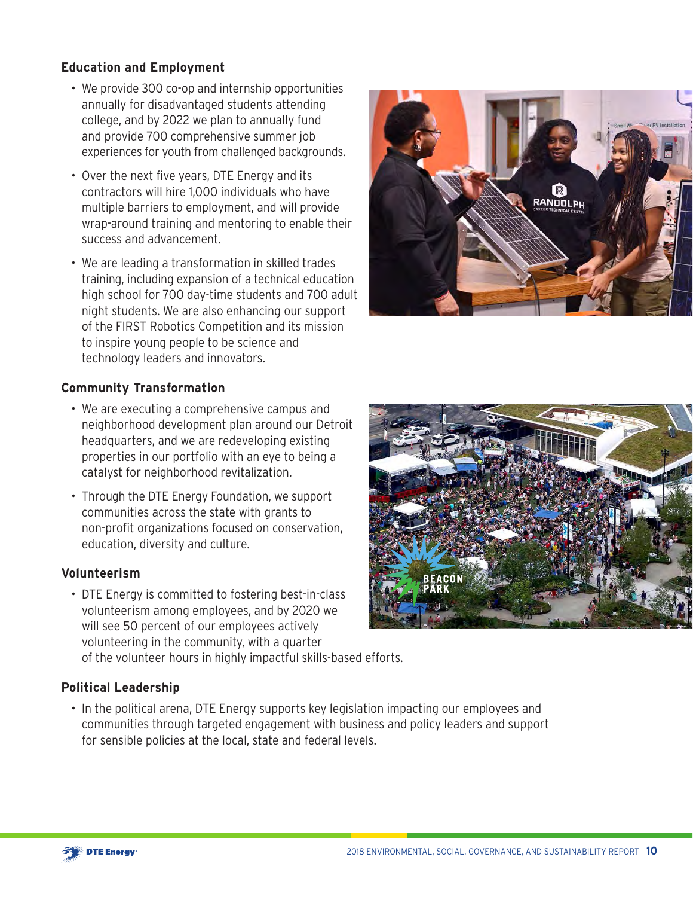### Education and Employment

- We provide 300 co-op and internship opportunities annually for disadvantaged students attending college, and by 2022 we plan to annually fund and provide 700 comprehensive summer job experiences for youth from challenged backgrounds.
- Over the next five years, DTE Energy and its contractors will hire 1,000 individuals who have multiple barriers to employment, and will provide wrap-around training and mentoring to enable their success and advancement.
- We are leading a transformation in skilled trades training, including expansion of a technical education high school for 700 day-time students and 700 adult night students. We are also enhancing our support of the FIRST Robotics Competition and its mission to inspire young people to be science and technology leaders and innovators.

### Community Transformation

- We are executing a comprehensive campus and neighborhood development plan around our Detroit headquarters, and we are redeveloping existing properties in our portfolio with an eye to being a catalyst for neighborhood revitalization.
- Through the DTE Energy Foundation, we support communities across the state with grants to non-profit organizations focused on conservation, education, diversity and culture.

### Volunteerism

- DTE Energy is committed to fostering best-in-class volunteerism among employees, and by 2020 we will see 50 percent of our employees actively volunteering in the community, with a quarter of the volunteer hours in highly impactful skills-based efforts.

### Political Leadership

- In the political arena, DTE Energy supports key legislation impacting our employees and communities through targeted engagement with business and policy leaders and support for sensible policies at the local, state and federal levels.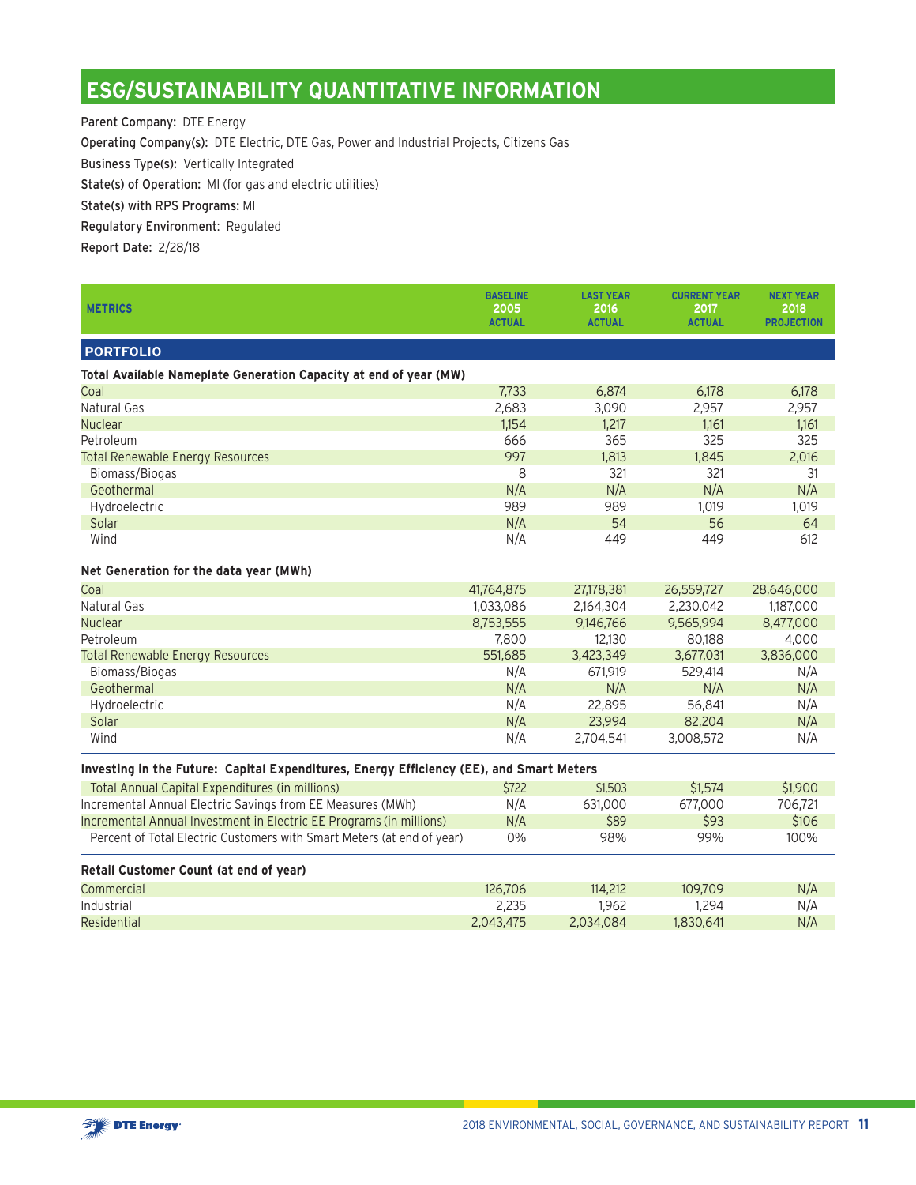# ESG/SUSTAINABILITY QUANTITATIVE INFORMATION

**Parent Company:** DTE Energy

**Operating Company(s):** DTE Electric, DTE Gas, Power and Industrial Projects, Citizens Gas

**Business Type(s):** Vertically Integrated

**State(s) of Operation:** MI (for gas and electric utilities)

**State(s) with RPS Programs:** MI

**Regulatory Environment:** Regulated

**Report Date:** 2/28/18

| METRICS | BASELINE 2005 ACTUAL | LAST YEAR 2016 ACTUAL | CURRENT YEAR 2017 ACTUAL | NEXT YEAR 2018 PROJECTION |
|---|---|---|---|---|
| **PORTFOLIO** | | | | |
| **Total Available Nameplate Generation Capacity at end of year (MW)** | | | | |
| Coal | 7,733 | 6,874 | 6,178 | 6,178 |
| Natural Gas | 2,683 | 3,090 | 2,957 | 2,957 |
| Nuclear | 1,154 | 1,217 | 1,161 | 1,161 |
| Petroleum | 666 | 365 | 325 | 325 |
| Total Renewable Energy Resources | 997 | 1,813 | 1,845 | 2,016 |
| Biomass/Biogas | 8 | 321 | 321 | 31 |
| Geothermal | N/A | N/A | N/A | N/A |
| Hydroelectric | 989 | 989 | 1,019 | 1,019 |
| Solar | N/A | 54 | 56 | 64 |
| Wind | N/A | 449 | 449 | 612 |
| **Net Generation for the data year (MWh)** | | | | |
| Coal | 41,764,875 | 27,178,381 | 26,559,727 | 28,646,000 |
| Natural Gas | 1,033,086 | 2,164,304 | 2,230,042 | 1,187,000 |
| Nuclear | 8,753,555 | 9,146,766 | 9,565,994 | 8,477,000 |
| Petroleum | 7,800 | 12,130 | 80,188 | 4,000 |
| Total Renewable Energy Resources | 551,685 | 3,423,349 | 3,677,031 | 3,836,000 |
| Biomass/Biogas | N/A | 671,919 | 529,414 | N/A |
| Geothermal | N/A | N/A | N/A | N/A |
| Hydroelectric | N/A | 22,895 | 56,841 | N/A |
| Solar | N/A | 23,994 | 82,204 | N/A |
| Wind | N/A | 2,704,541 | 3,008,572 | N/A |
| **Investing in the Future: Capital Expenditures, Energy Efficiency (EE), and Smart Meters** | | | | |
| Total Annual Capital Expenditures (in millions) | $722 | $1,503 | $1,574 | $1,900 |
| Incremental Annual Electric Savings from EE Measures (MWh) | N/A | 631,000 | 677,000 | 706,721 |
| Incremental Annual Investment in Electric EE Programs (in millions) | N/A | $89 | $93 | $106 |
| Percent of Total Electric Customers with Smart Meters (at end of year) | 0% | 98% | 99% | 100% |
| **Retail Customer Count (at end of year)** | | | | |
| Commercial | 126,706 | 114,212 | 109,709 | N/A |
| Industrial | 2,235 | 1,962 | 1,294 | N/A |
| Residential | 2,043,475 | 2,034,084 | 1,830,641 | N/A |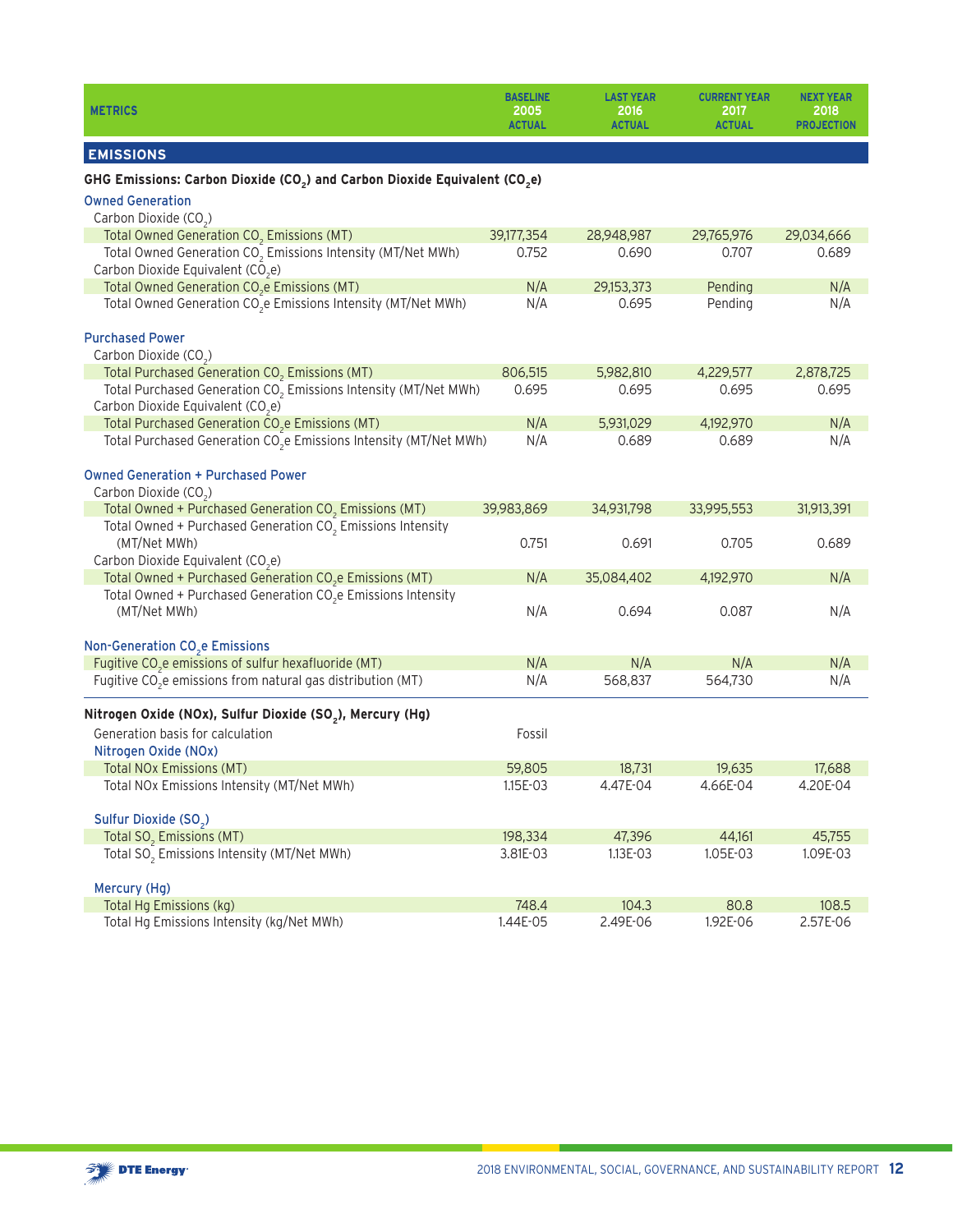| METRICS | BASELINE 2005 ACTUAL | LAST YEAR 2016 ACTUAL | CURRENT YEAR 2017 ACTUAL | NEXT YEAR 2018 PROJECTION |
|---|---|---|---|---|
| **EMISSIONS** | | | | |
| **GHG Emissions: Carbon Dioxide ($CO_2$) and Carbon Dioxide Equivalent ($CO_2e$)** | | | | |
| Owned Generation | | | | |
| Carbon Dioxide ($CO_2$) | | | | |
| Total Owned Generation $CO_2$ Emissions (MT) | 39,177,354 | 28,948,987 | 29,765,976 | 29,034,666 |
| Total Owned Generation $CO_2$ Emissions Intensity (MT/Net MWh) | 0.752 | 0.690 | 0.707 | 0.689 |
| Carbon Dioxide Equivalent ($CO_2e$) | | | | |
| Total Owned Generation $CO_2e$ Emissions (MT) | N/A | 29,153,373 | Pending | N/A |
| Total Owned Generation $CO_2e$ Emissions Intensity (MT/Net MWh) | N/A | 0.695 | Pending | N/A |
| Purchased Power | | | | |
| Carbon Dioxide ($CO_2$) | | | | |
| Total Purchased Generation $CO_2$ Emissions (MT) | 806,515 | 5,982,810 | 4,229,577 | 2,878,725 |
| Total Purchased Generation $CO_2$ Emissions Intensity (MT/Net MWh) | 0.695 | 0.695 | 0.695 | 0.695 |
| Carbon Dioxide Equivalent ($CO_2e$) | | | | |
| Total Purchased Generation $CO_2e$ Emissions (MT) | N/A | 5,931,029 | 4,192,970 | N/A |
| Total Purchased Generation $CO_2e$ Emissions Intensity (MT/Net MWh) | N/A | 0.689 | 0.689 | N/A |
| Owned Generation + Purchased Power | | | | |
| Carbon Dioxide ($CO_2$) | | | | |
| Total Owned + Purchased Generation $CO_2$ Emissions (MT) | 39,983,869 | 34,931,798 | 33,995,553 | 31,913,391 |
| Total Owned + Purchased Generation $CO_2$ Emissions Intensity (MT/Net MWh) | 0.751 | 0.691 | 0.705 | 0.689 |
| Carbon Dioxide Equivalent ($CO_2e$) | | | | |
| Total Owned + Purchased Generation $CO_2e$ Emissions (MT) | N/A | 35,084,402 | 4,192,970 | N/A |
| Total Owned + Purchased Generation $CO_2e$ Emissions Intensity (MT/Net MWh) | N/A | 0.694 | 0.087 | N/A |
| Non-Generation $CO_2e$ Emissions | | | | |
| Fugitive $CO_2e$ emissions of sulfur hexafluoride (MT) | N/A | N/A | N/A | N/A |
| Fugitive $CO_2e$ emissions from natural gas distribution (MT) | N/A | 568,837 | 564,730 | N/A |
| **Nitrogen Oxide (NOx), Sulfur Dioxide ($SO_2$), Mercury (Hg)** | | | | |
| Generation basis for calculation | Fossil | | | |
| Nitrogen Oxide (NOx) | | | | |
| Total NOx Emissions (MT) | 59,805 | 18,731 | 19,635 | 17,688 |
| Total NOx Emissions Intensity (MT/Net MWh) | 1.15E-03 | 4.47E-04 | 4.66E-04 | 4.20E-04 |
| Sulfur Dioxide ($SO_2$) | | | | |
| Total $SO_2$ Emissions (MT) | 198,334 | 47,396 | 44,161 | 45,755 |
| Total $SO_2$ Emissions Intensity (MT/Net MWh) | 3.81E-03 | 1.13E-03 | 1.05E-03 | 1.09E-03 |
| Mercury (Hg) | | | | |
| Total Hg Emissions (kg) | 748.4 | 104.3 | 80.8 | 108.5 |
| Total Hg Emissions Intensity (kg/Net MWh) | 1.44E-05 | 2.49E-06 | 1.92E-06 | 2.57E-06 |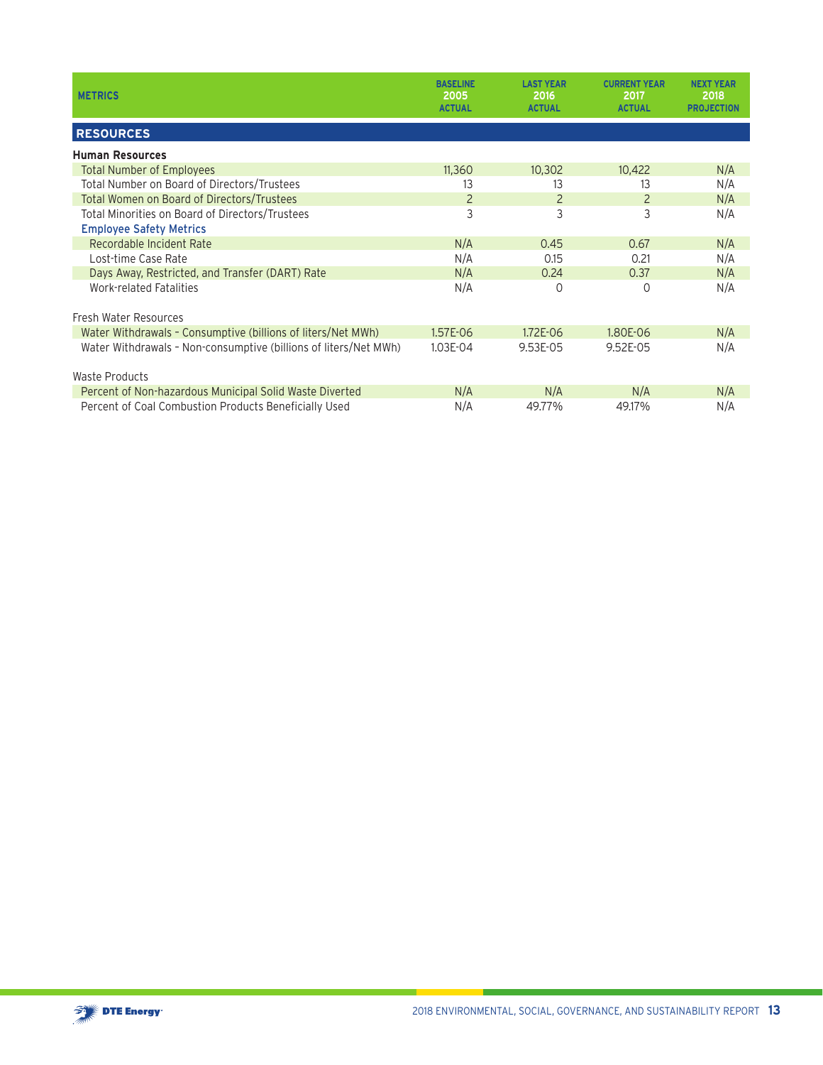| METRICS | BASELINE 2005 ACTUAL | LAST YEAR 2016 ACTUAL | CURRENT YEAR 2017 ACTUAL | NEXT YEAR 2018 PROJECTION |
|---|---|---|---|---|
| **RESOURCES** | | | | |
| **Human Resources** | | | | |
| Total Number of Employees | 11,360 | 10,302 | 10,422 | N/A |
| Total Number on Board of Directors/Trustees | 13 | 13 | 13 | N/A |
| Total Women on Board of Directors/Trustees | 2 | 2 | 2 | N/A |
| Total Minorities on Board of Directors/Trustees | 3 | 3 | 3 | N/A |
| Employee Safety Metrics | | | | |
| Recordable Incident Rate | N/A | 0.45 | 0.67 | N/A |
| Lost-time Case Rate | N/A | 0.15 | 0.21 | N/A |
| Days Away, Restricted, and Transfer (DART) Rate | N/A | 0.24 | 0.37 | N/A |
| Work-related Fatalities | N/A | 0 | 0 | N/A |
| Fresh Water Resources | | | | |
| Water Withdrawals – Consumptive (billions of liters/Net MWh) | 1.57E-06 | 1.72E-06 | 1.80E-06 | N/A |
| Water Withdrawals – Non-consumptive (billions of liters/Net MWh) | 1.03E-04 | 9.53E-05 | 9.52E-05 | N/A |
| Waste Products | | | | |
| Percent of Non-hazardous Municipal Solid Waste Diverted | N/A | N/A | N/A | N/A |
| Percent of Coal Combustion Products Beneficially Used | N/A | 49.77% | 49.17% | N/A |